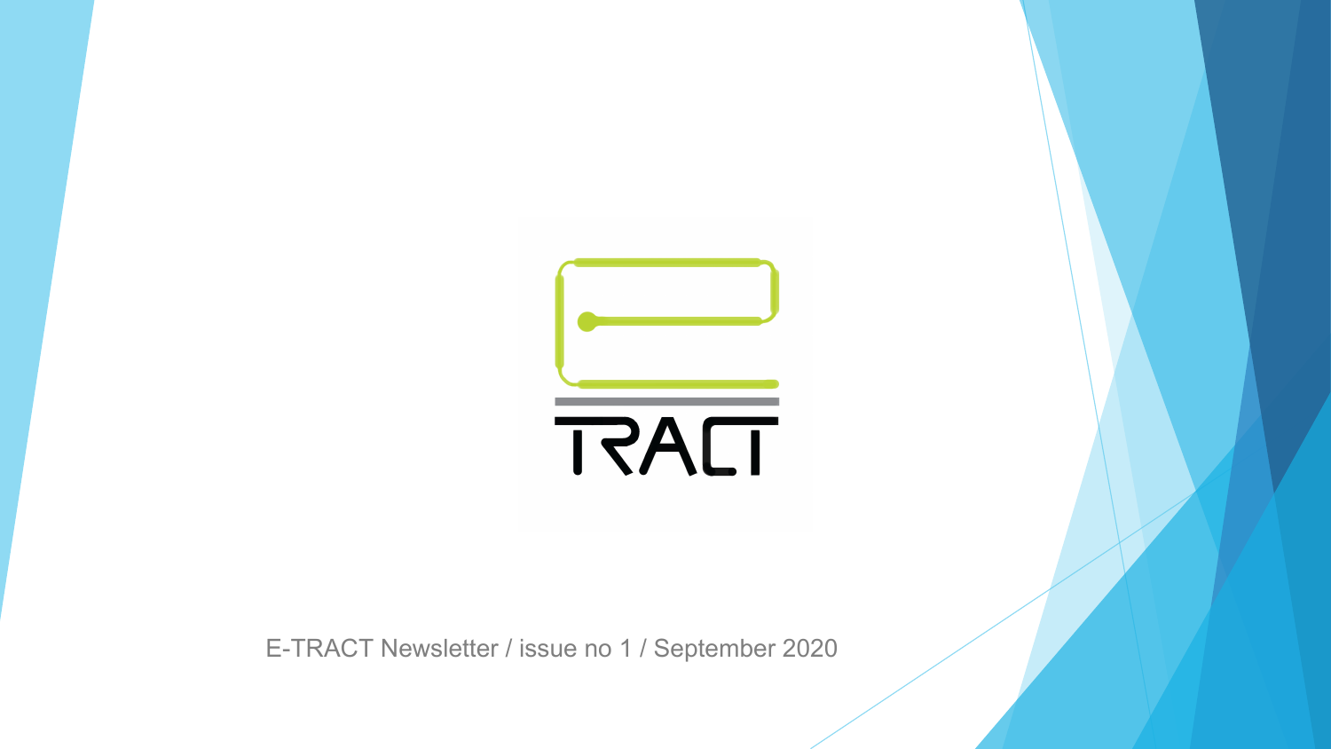E-TRACT

E-TRACT Newsletter / issue no 1 / September 2020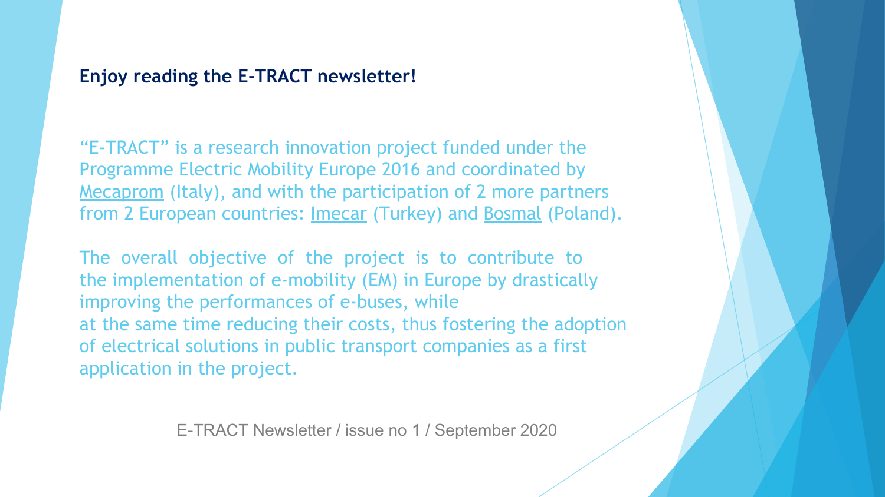**Enjoy reading the E-TRACT newsletter!**

"E-TRACT" is a research innovation project funded under the Programme Electric Mobility Europe 2016 and coordinated by Mecaprom (Italy), and with the participation of 2 more partners from 2 European countries: Imecar (Turkey) and Bosmal (Poland).

The overall objective of the project is to contribute to the implementation of e-mobility (EM) in Europe by drastically improving the performances of e-buses, while at the same time reducing their costs, thus fostering the adoption of electrical solutions in public transport companies as a first application in the project.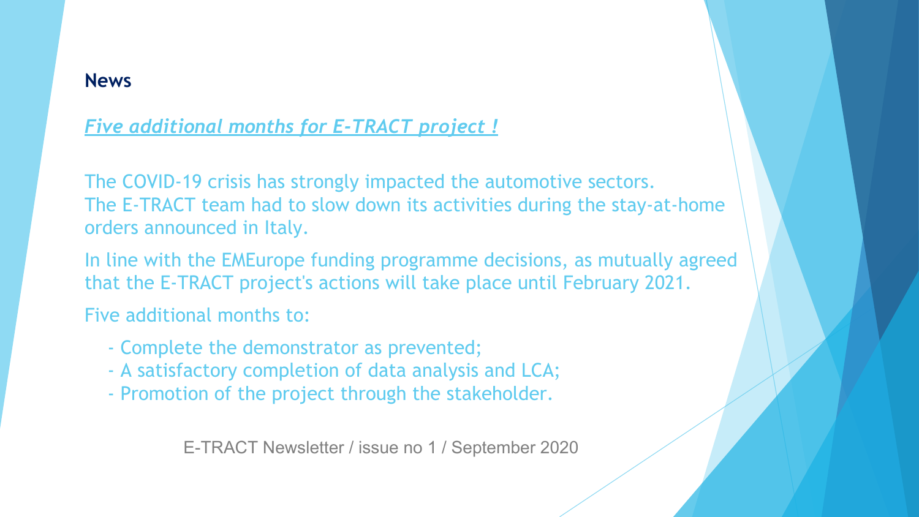## News

*[Five additional months for E-TRACT project !]*

The COVID-19 crisis has strongly impacted the automotive sectors.
The E-TRACT team had to slow down its activities during the stay-at-home orders announced in Italy.

In line with the EMEurope funding programme decisions, as mutually agreed that the E-TRACT project's actions will take place until February 2021.

Five additional months to:

- Complete the demonstrator as prevented;
- A satisfactory completion of data analysis and LCA;
- Promotion of the project through the stakeholder.

E-TRACT Newsletter / issue no 1 / September 2020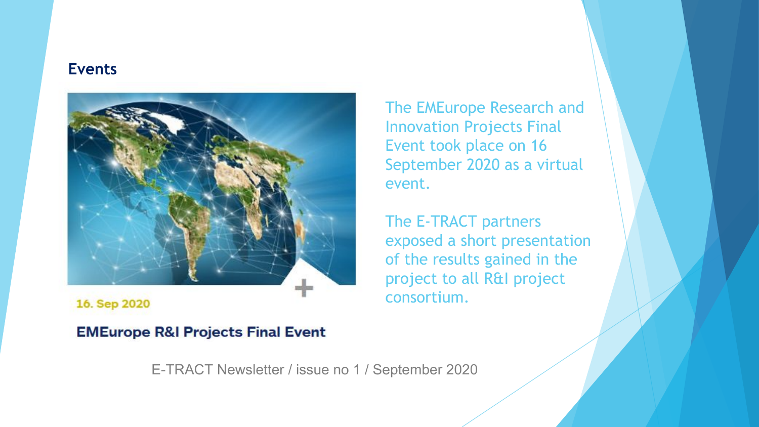## Events

16. Sep 2020

**EMEurope R&I Projects Final Event**

The EMEurope Research and Innovation Projects Final Event took place on 16 September 2020 as a virtual event.

The E-TRACT partners exposed a short presentation of the results gained in the project to all R&I project consortium.

E-TRACT Newsletter / issue no 1 / September 2020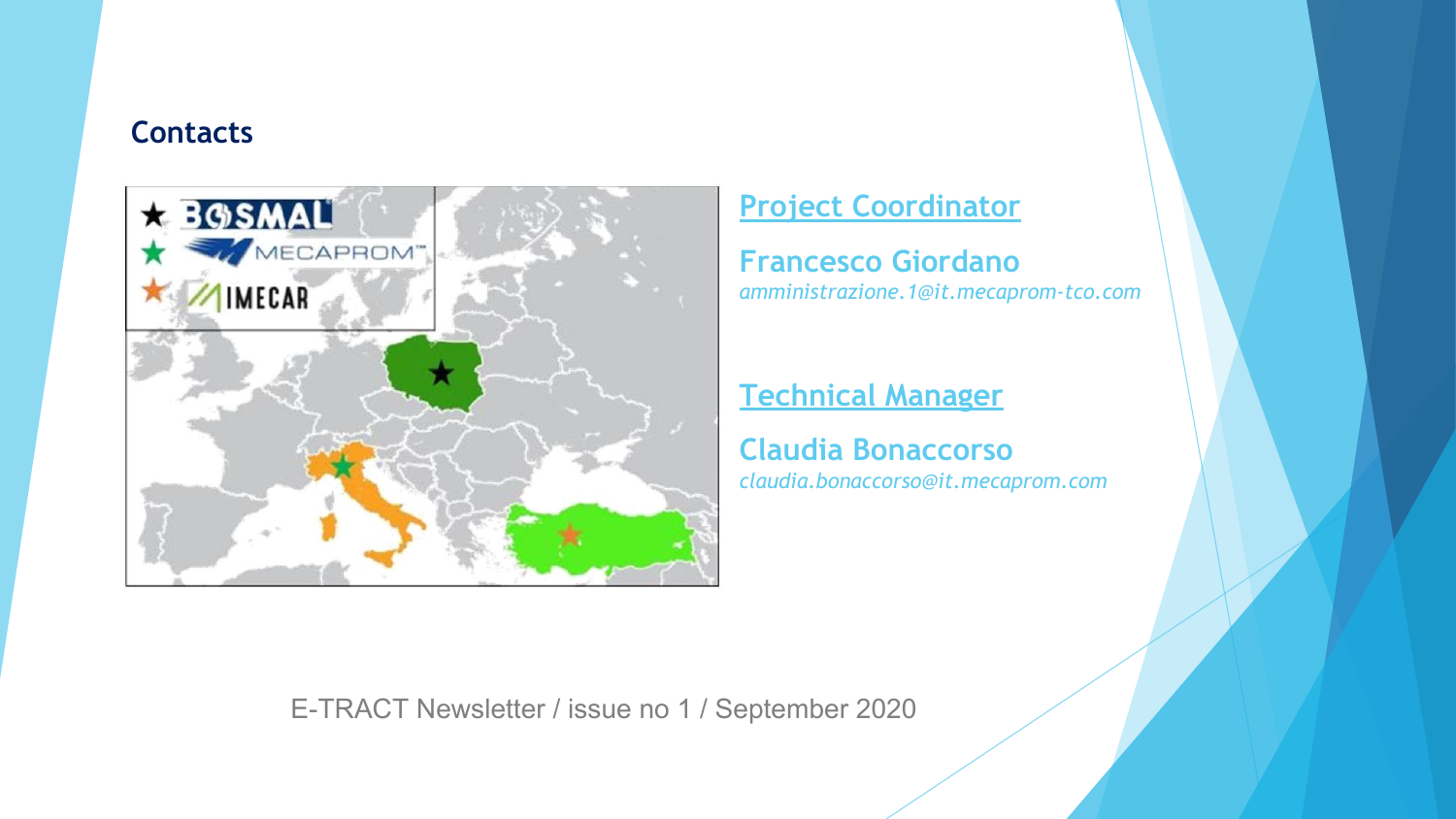## Contacts

**Project Coordinator**

**Francesco Giordano**
*amministrazione.1@it.mecaprom-tco.com*

**Technical Manager**

**Claudia Bonaccorso**
*claudia.bonaccorso@it.mecaprom.com*

E-TRACT Newsletter / issue no 1 / September 2020